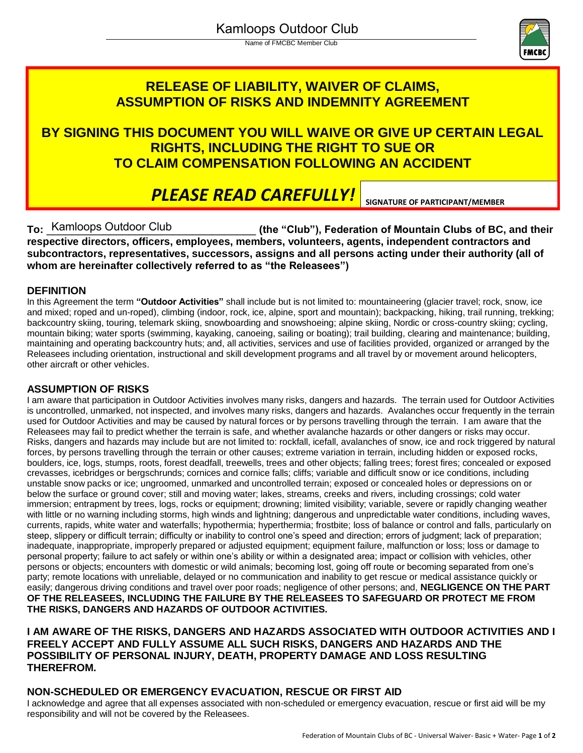Kamloops Outdoor Club

Name of FMCBC Member Club

# RELEASE OF LIABILITY, WAIVER OF CLAIMS, ASSUMPTION OF RISKS AND INDEMNITY AGREEMENT

## BY SIGNING THIS DOCUMENT YOU WILL WAIVE OR GIVE UP CERTAIN LEGAL RIGHTS, INCLUDING THE RIGHT TO SUE OR TO CLAIM COMPENSATION FOLLOWING AN ACCIDENT

## *PLEASE READ CAREFULLY!*

**SIGNATURE OF PARTICIPANT/MEMBER**

**To:** Kamloops Outdoor Club **(the "Club"), Federation of Mountain Clubs of BC, and their respective directors, officers, employees, members, volunteers, agents, independent contractors and subcontractors, representatives, successors, assigns and all persons acting under their authority (all of whom are hereinafter collectively referred to as "the Releasees")**

### DEFINITION

In this Agreement the term **"Outdoor Activities"** shall include but is not limited to: mountaineering (glacier travel; rock, snow, ice and mixed; roped and un-roped), climbing (indoor, rock, ice, alpine, sport and mountain); backpacking, hiking, trail running, trekking; backcountry skiing, touring, telemark skiing, snowboarding and snowshoeing; alpine skiing, Nordic or cross-country skiing; cycling, mountain biking; water sports (swimming, kayaking, canoeing, sailing or boating); trail building, clearing and maintenance; building, maintaining and operating backcountry huts; and, all activities, services and use of facilities provided, organized or arranged by the Releasees including orientation, instructional and skill development programs and all travel by or movement around helicopters, other aircraft or other vehicles.

### ASSUMPTION OF RISKS

I am aware that participation in Outdoor Activities involves many risks, dangers and hazards. The terrain used for Outdoor Activities is uncontrolled, unmarked, not inspected, and involves many risks, dangers and hazards. Avalanches occur frequently in the terrain used for Outdoor Activities and may be caused by natural forces or by persons travelling through the terrain. I am aware that the Releasees may fail to predict whether the terrain is safe, and whether avalanche hazards or other dangers or risks may occur. Risks, dangers and hazards may include but are not limited to: rockfall, icefall, avalanches of snow, ice and rock triggered by natural forces, by persons travelling through the terrain or other causes; extreme variation in terrain, including hidden or exposed rocks, boulders, ice, logs, stumps, roots, forest deadfall, treewells, trees and other objects; falling trees; forest fires; concealed or exposed crevasses, icebridges or bergschrunds; cornices and cornice falls; cliffs; variable and difficult snow or ice conditions, including unstable snow packs or ice; ungroomed, unmarked and uncontrolled terrain; exposed or concealed holes or depressions on or below the surface or ground cover; still and moving water; lakes, streams, creeks and rivers, including crossings; cold water immersion; entrapment by trees, logs, rocks or equipment; drowning; limited visibility; variable, severe or rapidly changing weather with little or no warning including storms, high winds and lightning; dangerous and unpredictable water conditions, including waves, currents, rapids, white water and waterfalls; hypothermia; hyperthermia; frostbite; loss of balance or control and falls, particularly on steep, slippery or difficult terrain; difficulty or inability to control one's speed and direction; errors of judgment; lack of preparation; inadequate, inappropriate, improperly prepared or adjusted equipment; equipment failure, malfunction or loss; loss or damage to personal property; failure to act safely or within one's ability or within a designated area; impact or collision with vehicles, other persons or objects; encounters with domestic or wild animals; becoming lost, going off route or becoming separated from one's party; remote locations with unreliable, delayed or no communication and inability to get rescue or medical assistance quickly or easily; dangerous driving conditions and travel over poor roads; negligence of other persons; and, **NEGLIGENCE ON THE PART OF THE RELEASEES, INCLUDING THE FAILURE BY THE RELEASEES TO SAFEGUARD OR PROTECT ME FROM THE RISKS, DANGERS AND HAZARDS OF OUTDOOR ACTIVITIES.**

**I AM AWARE OF THE RISKS, DANGERS AND HAZARDS ASSOCIATED WITH OUTDOOR ACTIVITIES AND I FREELY ACCEPT AND FULLY ASSUME ALL SUCH RISKS, DANGERS AND HAZARDS AND THE POSSIBILITY OF PERSONAL INJURY, DEATH, PROPERTY DAMAGE AND LOSS RESULTING THEREFROM.**

### NON-SCHEDULED OR EMERGENCY EVACUATION, RESCUE OR FIRST AID

I acknowledge and agree that all expenses associated with non-scheduled or emergency evacuation, rescue or first aid will be my responsibility and will not be covered by the Releasees.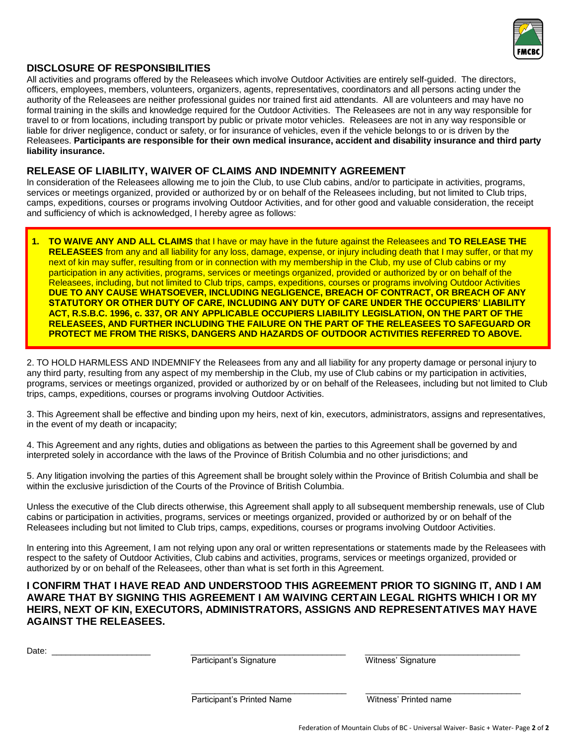## DISCLOSURE OF RESPONSIBILITIES

All activities and programs offered by the Releasees which involve Outdoor Activities are entirely self-guided. The directors, officers, employees, members, volunteers, organizers, agents, representatives, coordinators and all persons acting under the authority of the Releasees are neither professional guides nor trained first aid attendants. All are volunteers and may have no formal training in the skills and knowledge required for the Outdoor Activities. The Releasees are not in any way responsible for travel to or from locations, including transport by public or private motor vehicles. Releasees are not in any way responsible or liable for driver negligence, conduct or safety, or for insurance of vehicles, even if the vehicle belongs to or is driven by the Releasees. **Participants are responsible for their own medical insurance, accident and disability insurance and third party liability insurance.**

## RELEASE OF LIABILITY, WAIVER OF CLAIMS AND INDEMNITY AGREEMENT

In consideration of the Releasees allowing me to join the Club, to use Club cabins, and/or to participate in activities, programs, services or meetings organized, provided or authorized by or on behalf of the Releasees including, but not limited to Club trips, camps, expeditions, courses or programs involving Outdoor Activities, and for other good and valuable consideration, the receipt and sufficiency of which is acknowledged, I hereby agree as follows:

1. **TO WAIVE ANY AND ALL CLAIMS** that I have or may have in the future against the Releasees and **TO RELEASE THE RELEASEES** from any and all liability for any loss, damage, expense, or injury including death that I may suffer, or that my next of kin may suffer, resulting from or in connection with my membership in the Club, my use of Club cabins or my participation in any activities, programs, services or meetings organized, provided or authorized by or on behalf of the Releasees, including, but not limited to Club trips, camps, expeditions, courses or programs involving Outdoor Activities **DUE TO ANY CAUSE WHATSOEVER, INCLUDING NEGLIGENCE, BREACH OF CONTRACT, OR BREACH OF ANY STATUTORY OR OTHER DUTY OF CARE, INCLUDING ANY DUTY OF CARE UNDER THE OCCUPIERS' LIABILITY ACT, R.S.B.C. 1996, c. 337, OR ANY APPLICABLE OCCUPIERS LIABILITY LEGISLATION, ON THE PART OF THE RELEASEES, AND FURTHER INCLUDING THE FAILURE ON THE PART OF THE RELEASEES TO SAFEGUARD OR PROTECT ME FROM THE RISKS, DANGERS AND HAZARDS OF OUTDOOR ACTIVITIES REFERRED TO ABOVE.**

2. TO HOLD HARMLESS AND INDEMNIFY the Releasees from any and all liability for any property damage or personal injury to any third party, resulting from any aspect of my membership in the Club, my use of Club cabins or my participation in activities, programs, services or meetings organized, provided or authorized by or on behalf of the Releasees, including but not limited to Club trips, camps, expeditions, courses or programs involving Outdoor Activities.

3. This Agreement shall be effective and binding upon my heirs, next of kin, executors, administrators, assigns and representatives, in the event of my death or incapacity;

4. This Agreement and any rights, duties and obligations as between the parties to this Agreement shall be governed by and interpreted solely in accordance with the laws of the Province of British Columbia and no other jurisdictions; and

5. Any litigation involving the parties of this Agreement shall be brought solely within the Province of British Columbia and shall be within the exclusive jurisdiction of the Courts of the Province of British Columbia.

Unless the executive of the Club directs otherwise, this Agreement shall apply to all subsequent membership renewals, use of Club cabins or participation in activities, programs, services or meetings organized, provided or authorized by or on behalf of the Releasees including but not limited to Club trips, camps, expeditions, courses or programs involving Outdoor Activities.

In entering into this Agreement, I am not relying upon any oral or written representations or statements made by the Releasees with respect to the safety of Outdoor Activities, Club cabins and activities, programs, services or meetings organized, provided or authorized by or on behalf of the Releasees, other than what is set forth in this Agreement.

**I CONFIRM THAT I HAVE READ AND UNDERSTOOD THIS AGREEMENT PRIOR TO SIGNING IT, AND I AM AWARE THAT BY SIGNING THIS AGREEMENT I AM WAIVING CERTAIN LEGAL RIGHTS WHICH I OR MY HEIRS, NEXT OF KIN, EXECUTORS, ADMINISTRATORS, ASSIGNS AND REPRESENTATIVES MAY HAVE AGAINST THE RELEASEES.**

Date: ____________________

________________________________
Participant's Signature

________________________________
Witness' Signature

________________________________
Participant's Printed Name

________________________________
Witness' Printed name